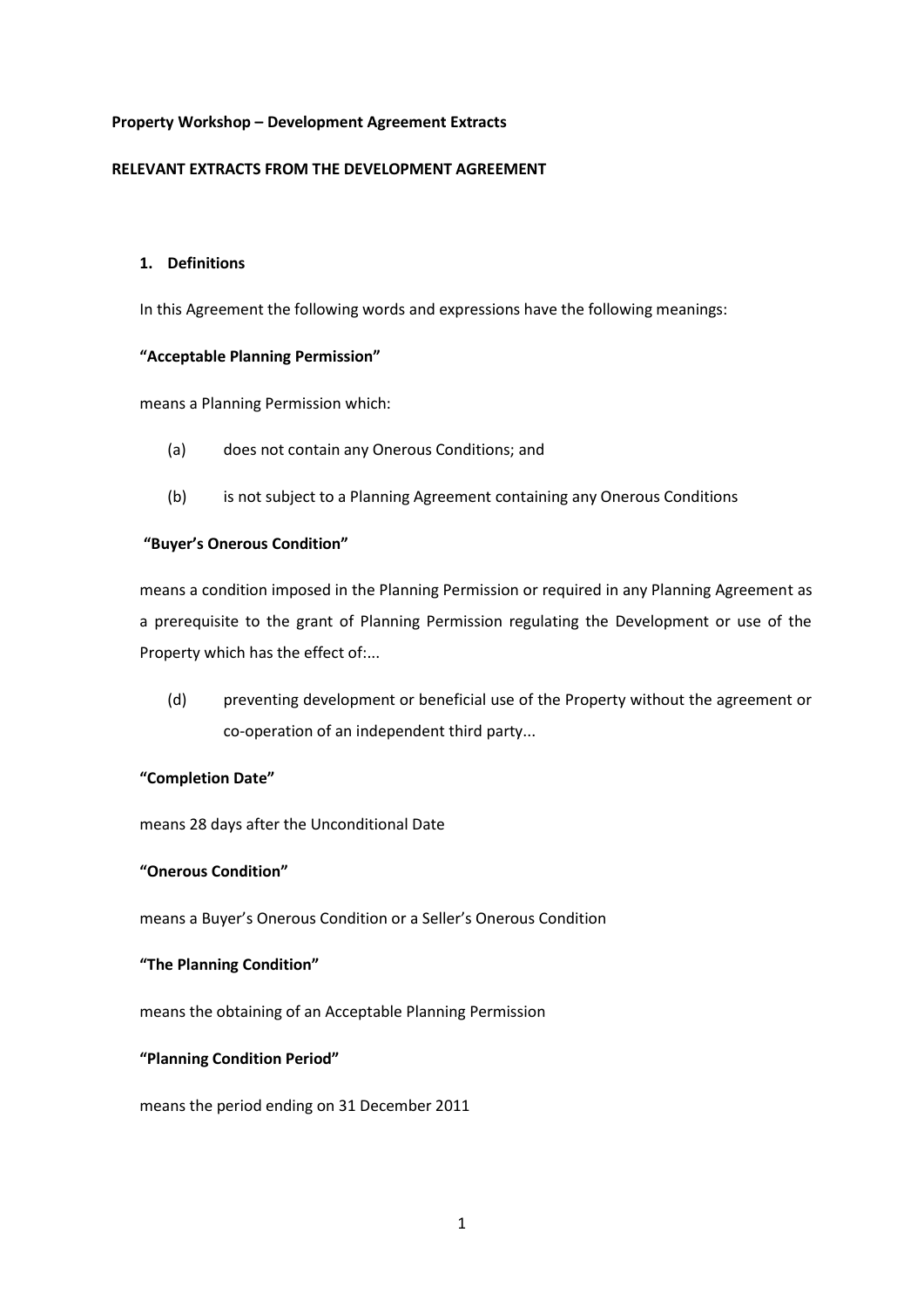**Property Workshop – Development Agreement Extracts**

**RELEVANT EXTRACTS FROM THE DEVELOPMENT AGREEMENT**

## 1. Definitions

In this Agreement the following words and expressions have the following meanings:

**"Acceptable Planning Permission"**

means a Planning Permission which:

(a) does not contain any Onerous Conditions; and

(b) is not subject to a Planning Agreement containing any Onerous Conditions

**"Buyer's Onerous Condition"**

means a condition imposed in the Planning Permission or required in any Planning Agreement as a prerequisite to the grant of Planning Permission regulating the Development or use of the Property which has the effect of:...

(d) preventing development or beneficial use of the Property without the agreement or co-operation of an independent third party...

**"Completion Date"**

means 28 days after the Unconditional Date

**"Onerous Condition"**

means a Buyer's Onerous Condition or a Seller's Onerous Condition

**"The Planning Condition"**

means the obtaining of an Acceptable Planning Permission

**"Planning Condition Period"**

means the period ending on 31 December 2011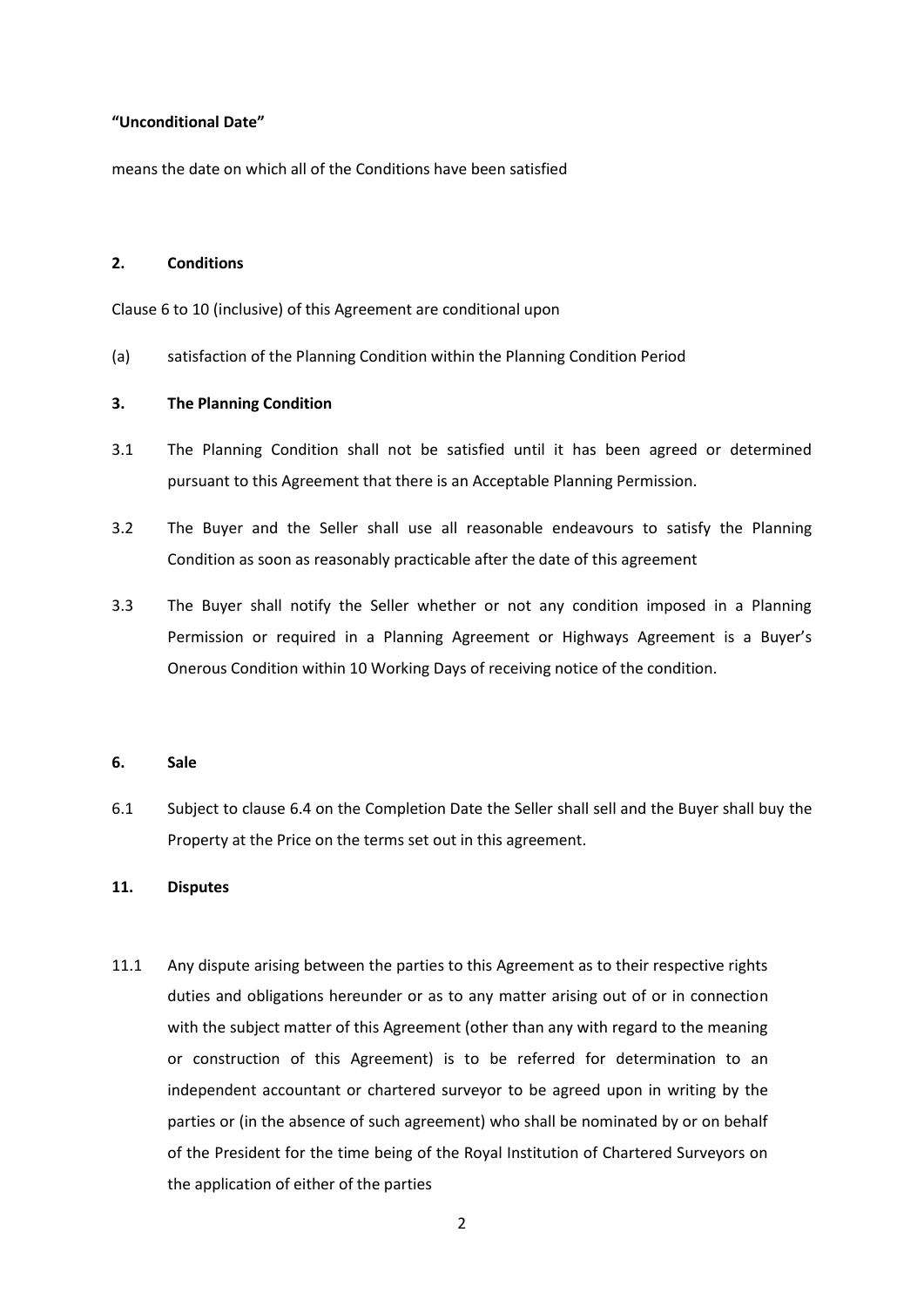**"Unconditional Date"**

means the date on which all of the Conditions have been satisfied

**2. Conditions**

Clause 6 to 10 (inclusive) of this Agreement are conditional upon

(a) satisfaction of the Planning Condition within the Planning Condition Period

**3. The Planning Condition**

3.1 The Planning Condition shall not be satisfied until it has been agreed or determined pursuant to this Agreement that there is an Acceptable Planning Permission.

3.2 The Buyer and the Seller shall use all reasonable endeavours to satisfy the Planning Condition as soon as reasonably practicable after the date of this agreement

3.3 The Buyer shall notify the Seller whether or not any condition imposed in a Planning Permission or required in a Planning Agreement or Highways Agreement is a Buyer's Onerous Condition within 10 Working Days of receiving notice of the condition.

**6. Sale**

6.1 Subject to clause 6.4 on the Completion Date the Seller shall sell and the Buyer shall buy the Property at the Price on the terms set out in this agreement.

**11. Disputes**

11.1 Any dispute arising between the parties to this Agreement as to their respective rights duties and obligations hereunder or as to any matter arising out of or in connection with the subject matter of this Agreement (other than any with regard to the meaning or construction of this Agreement) is to be referred for determination to an independent accountant or chartered surveyor to be agreed upon in writing by the parties or (in the absence of such agreement) who shall be nominated by or on behalf of the President for the time being of the Royal Institution of Chartered Surveyors on the application of either of the parties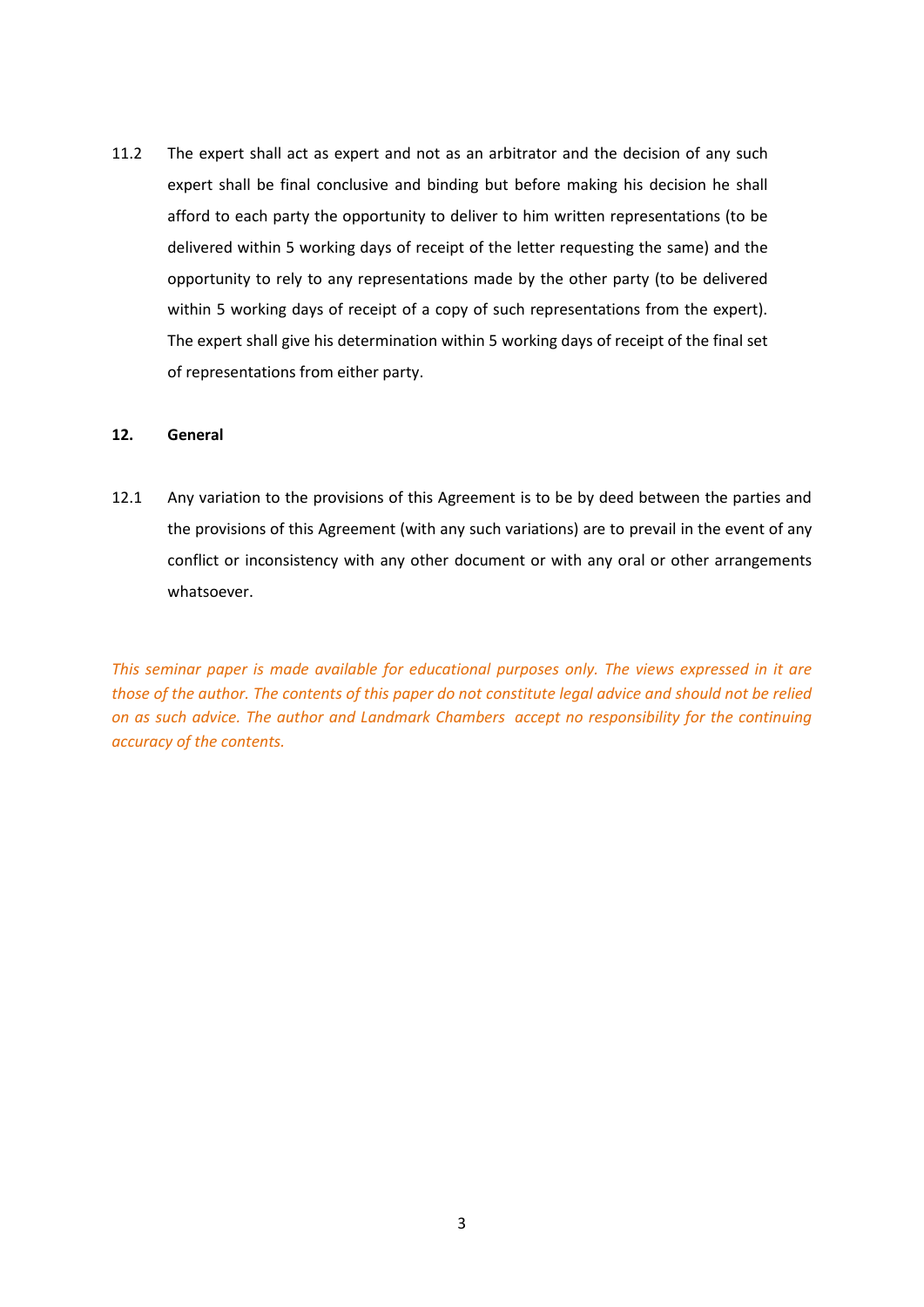11.2 The expert shall act as expert and not as an arbitrator and the decision of any such expert shall be final conclusive and binding but before making his decision he shall afford to each party the opportunity to deliver to him written representations (to be delivered within 5 working days of receipt of the letter requesting the same) and the opportunity to rely to any representations made by the other party (to be delivered within 5 working days of receipt of a copy of such representations from the expert). The expert shall give his determination within 5 working days of receipt of the final set of representations from either party.

**12. General**

12.1 Any variation to the provisions of this Agreement is to be by deed between the parties and the provisions of this Agreement (with any such variations) are to prevail in the event of any conflict or inconsistency with any other document or with any oral or other arrangements whatsoever.

*This seminar paper is made available for educational purposes only. The views expressed in it are those of the author. The contents of this paper do not constitute legal advice and should not be relied on as such advice. The author and Landmark Chambers accept no responsibility for the continuing accuracy of the contents.*